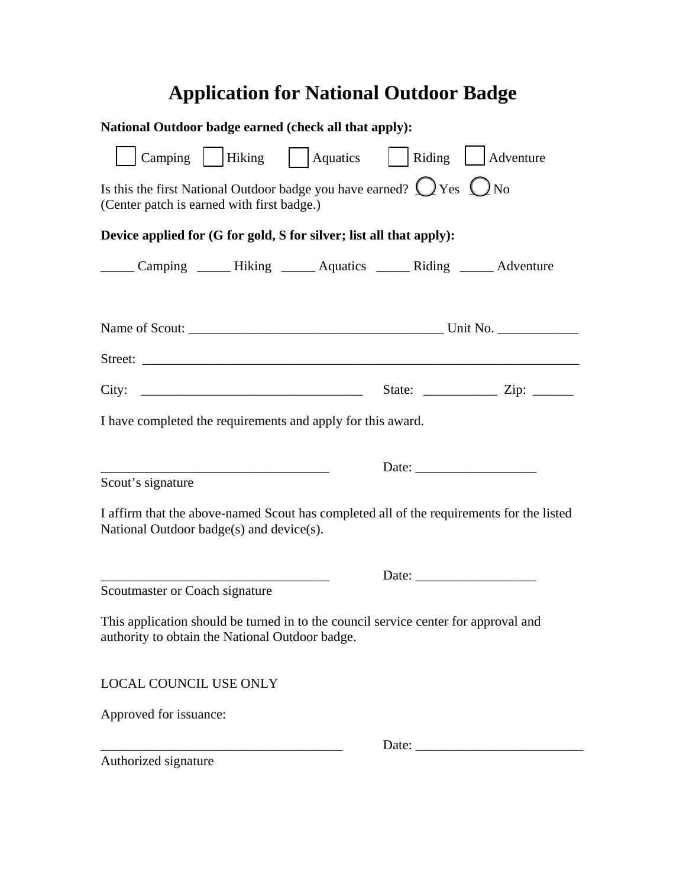# Application for National Outdoor Badge

**National Outdoor badge earned (check all that apply):**

☐ Camping ☐ Hiking ☐ Aquatics ☐ Riding ☐ Adventure

Is this the first National Outdoor badge you have earned? ◯ Yes ◯ No
(Center patch is earned with first badge.)

**Device applied for (G for gold, S for silver; list all that apply):**

_____ Camping _____ Hiking _____ Aquatics _____ Riding _____ Adventure

Name of Scout: ______________________________________ Unit No. ____________

Street: ________________________________________________________________

City: _________________________________ State: ___________ Zip: ______

I have completed the requirements and apply for this award.

__________________________________ Date: __________________
Scout's signature

I affirm that the above-named Scout has completed all of the requirements for the listed National Outdoor badge(s) and device(s).

__________________________________ Date: __________________
Scoutmaster or Coach signature

This application should be turned in to the council service center for approval and authority to obtain the National Outdoor badge.

LOCAL COUNCIL USE ONLY

Approved for issuance:

____________________________________ Date: _________________________
Authorized signature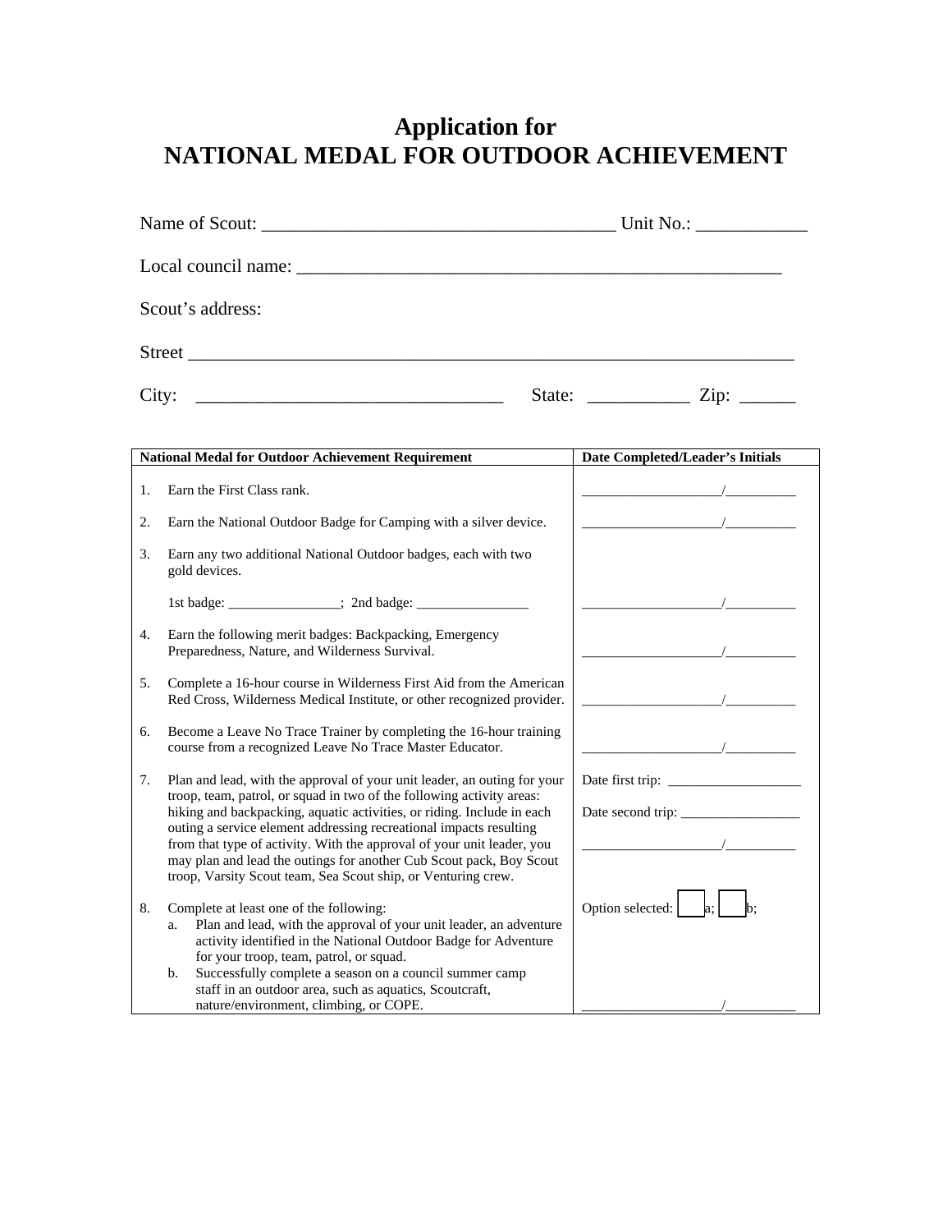# Application for NATIONAL MEDAL FOR OUTDOOR ACHIEVEMENT

Name of Scout: _____________________________________ Unit No.: ____________

Local council name: ____________________________________________________

Scout's address:

Street ____________________________________________________________

City: ________________________________ State: ___________ Zip: ______

| National Medal for Outdoor Achievement Requirement | Date Completed/Leader's Initials |
|---|---|
| 1. Earn the First Class rank. | ___________________/__________ |
| 2. Earn the National Outdoor Badge for Camping with a silver device. | ___________________/__________ |
| 3. Earn any two additional National Outdoor badges, each with two gold devices.<br><br>1st badge: ________________; 2nd badge: ________________ | ___________________/__________ |
| 4. Earn the following merit badges: Backpacking, Emergency Preparedness, Nature, and Wilderness Survival. | ___________________/__________ |
| 5. Complete a 16-hour course in Wilderness First Aid from the American Red Cross, Wilderness Medical Institute, or other recognized provider. | ___________________/__________ |
| 6. Become a Leave No Trace Trainer by completing the 16-hour training course from a recognized Leave No Trace Master Educator. | ___________________/__________ |
| 7. Plan and lead, with the approval of your unit leader, an outing for your troop, team, patrol, or squad in two of the following activity areas: hiking and backpacking, aquatic activities, or riding. Include in each outing a service element addressing recreational impacts resulting from that type of activity. With the approval of your unit leader, you may plan and lead the outings for another Cub Scout pack, Boy Scout troop, Varsity Scout team, Sea Scout ship, or Venturing crew. | Date first trip: ___________________<br><br>Date second trip: _________________<br><br>___________________/__________ |
| 8. Complete at least one of the following:<br>a. Plan and lead, with the approval of your unit leader, an adventure activity identified in the National Outdoor Badge for Adventure for your troop, team, patrol, or squad.<br>b. Successfully complete a season on a council summer camp staff in an outdoor area, such as aquatics, Scoutcraft, nature/environment, climbing, or COPE. | Option selected: ☐ a; ☐ b;<br><br>___________________/__________ |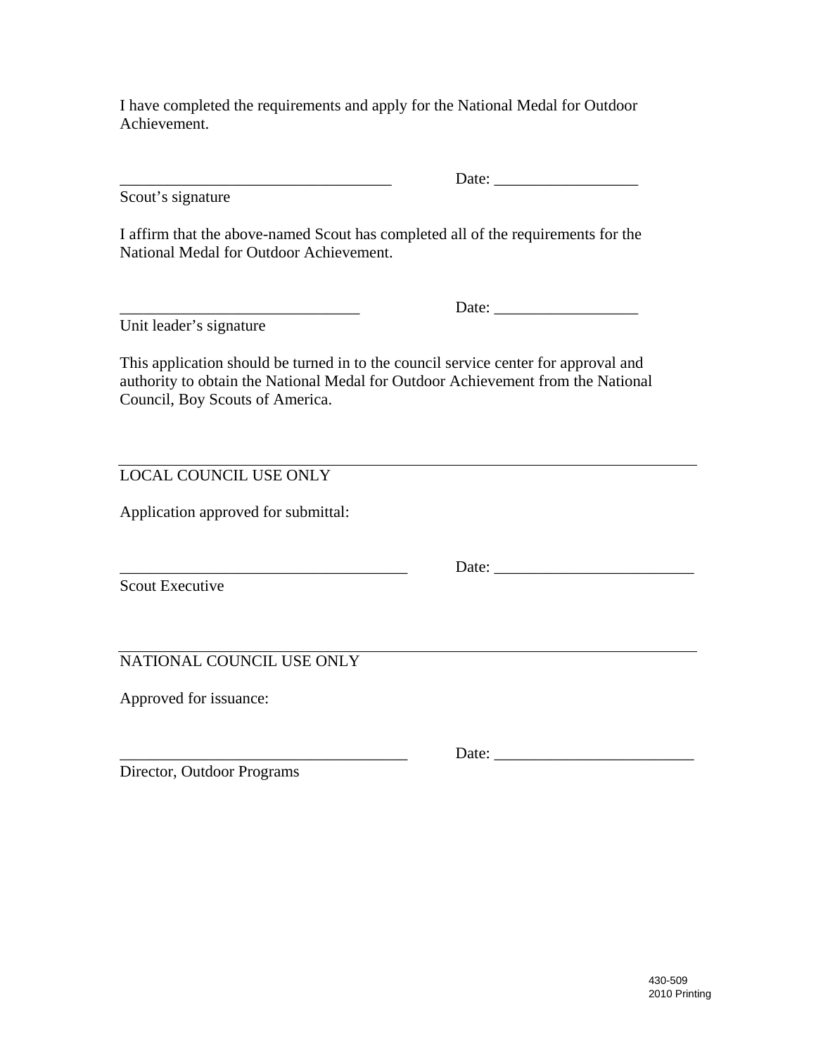I have completed the requirements and apply for the National Medal for Outdoor Achievement.

__________________________________ Date: __________________

Scout's signature

I affirm that the above-named Scout has completed all of the requirements for the National Medal for Outdoor Achievement.

______________________________ Date: __________________

Unit leader's signature

This application should be turned in to the council service center for approval and authority to obtain the National Medal for Outdoor Achievement from the National Council, Boy Scouts of America.

---

LOCAL COUNCIL USE ONLY

Application approved for submittal:

____________________________________ Date: _________________________

Scout Executive

---

NATIONAL COUNCIL USE ONLY

Approved for issuance:

____________________________________ Date: _________________________

Director, Outdoor Programs

430-509
2010 Printing